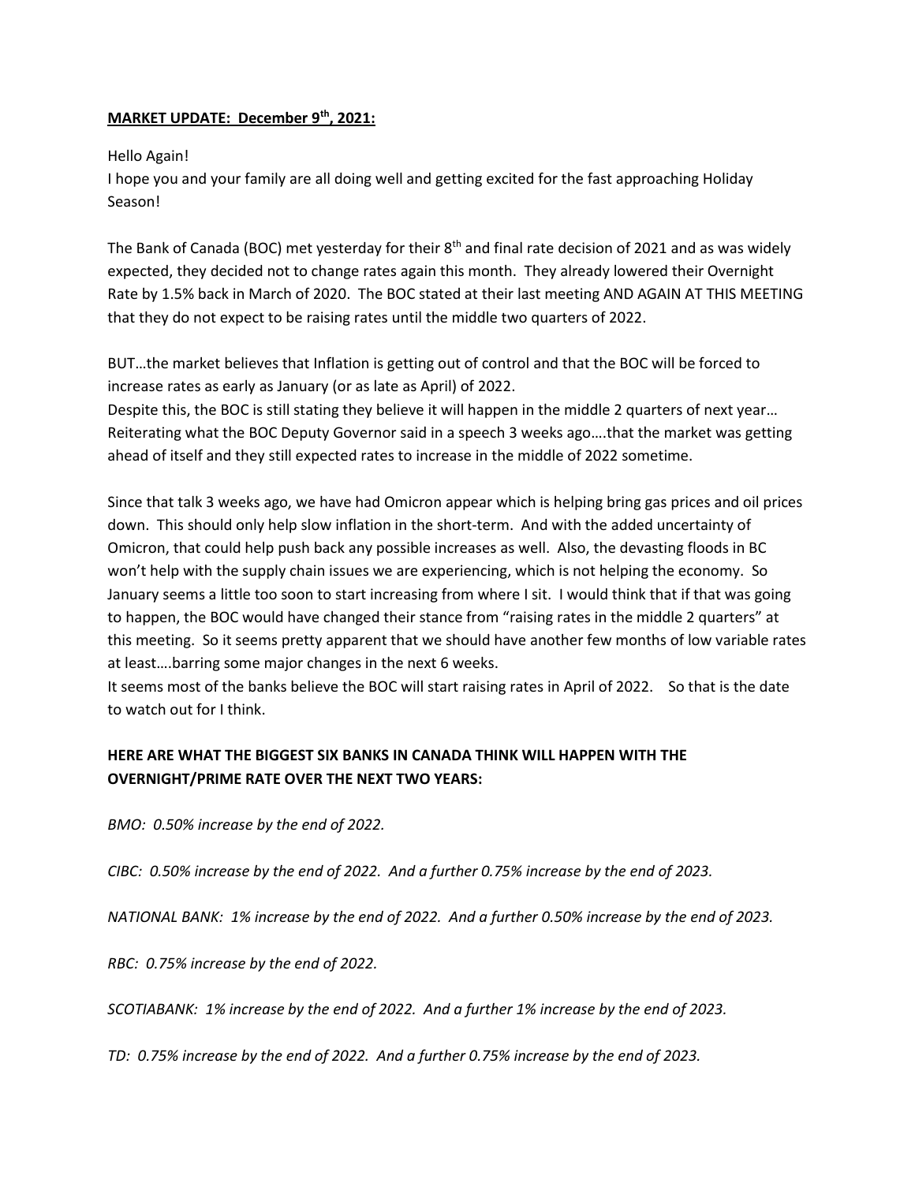**MARKET UPDATE: December 9th, 2021:**

Hello Again!
I hope you and your family are all doing well and getting excited for the fast approaching Holiday Season!

The Bank of Canada (BOC) met yesterday for their 8th and final rate decision of 2021 and as was widely expected, they decided not to change rates again this month. They already lowered their Overnight Rate by 1.5% back in March of 2020. The BOC stated at their last meeting AND AGAIN AT THIS MEETING that they do not expect to be raising rates until the middle two quarters of 2022.

BUT…the market believes that Inflation is getting out of control and that the BOC will be forced to increase rates as early as January (or as late as April) of 2022.
Despite this, the BOC is still stating they believe it will happen in the middle 2 quarters of next year… Reiterating what the BOC Deputy Governor said in a speech 3 weeks ago….that the market was getting ahead of itself and they still expected rates to increase in the middle of 2022 sometime.

Since that talk 3 weeks ago, we have had Omicron appear which is helping bring gas prices and oil prices down. This should only help slow inflation in the short-term. And with the added uncertainty of Omicron, that could help push back any possible increases as well. Also, the devasting floods in BC won't help with the supply chain issues we are experiencing, which is not helping the economy. So January seems a little too soon to start increasing from where I sit. I would think that if that was going to happen, the BOC would have changed their stance from "raising rates in the middle 2 quarters" at this meeting. So it seems pretty apparent that we should have another few months of low variable rates at least….barring some major changes in the next 6 weeks.
It seems most of the banks believe the BOC will start raising rates in April of 2022. So that is the date to watch out for I think.

**HERE ARE WHAT THE BIGGEST SIX BANKS IN CANADA THINK WILL HAPPEN WITH THE OVERNIGHT/PRIME RATE OVER THE NEXT TWO YEARS:**

*BMO: 0.50% increase by the end of 2022.*

*CIBC: 0.50% increase by the end of 2022. And a further 0.75% increase by the end of 2023.*

*NATIONAL BANK: 1% increase by the end of 2022. And a further 0.50% increase by the end of 2023.*

*RBC: 0.75% increase by the end of 2022.*

*SCOTIABANK: 1% increase by the end of 2022. And a further 1% increase by the end of 2023.*

*TD: 0.75% increase by the end of 2022. And a further 0.75% increase by the end of 2023.*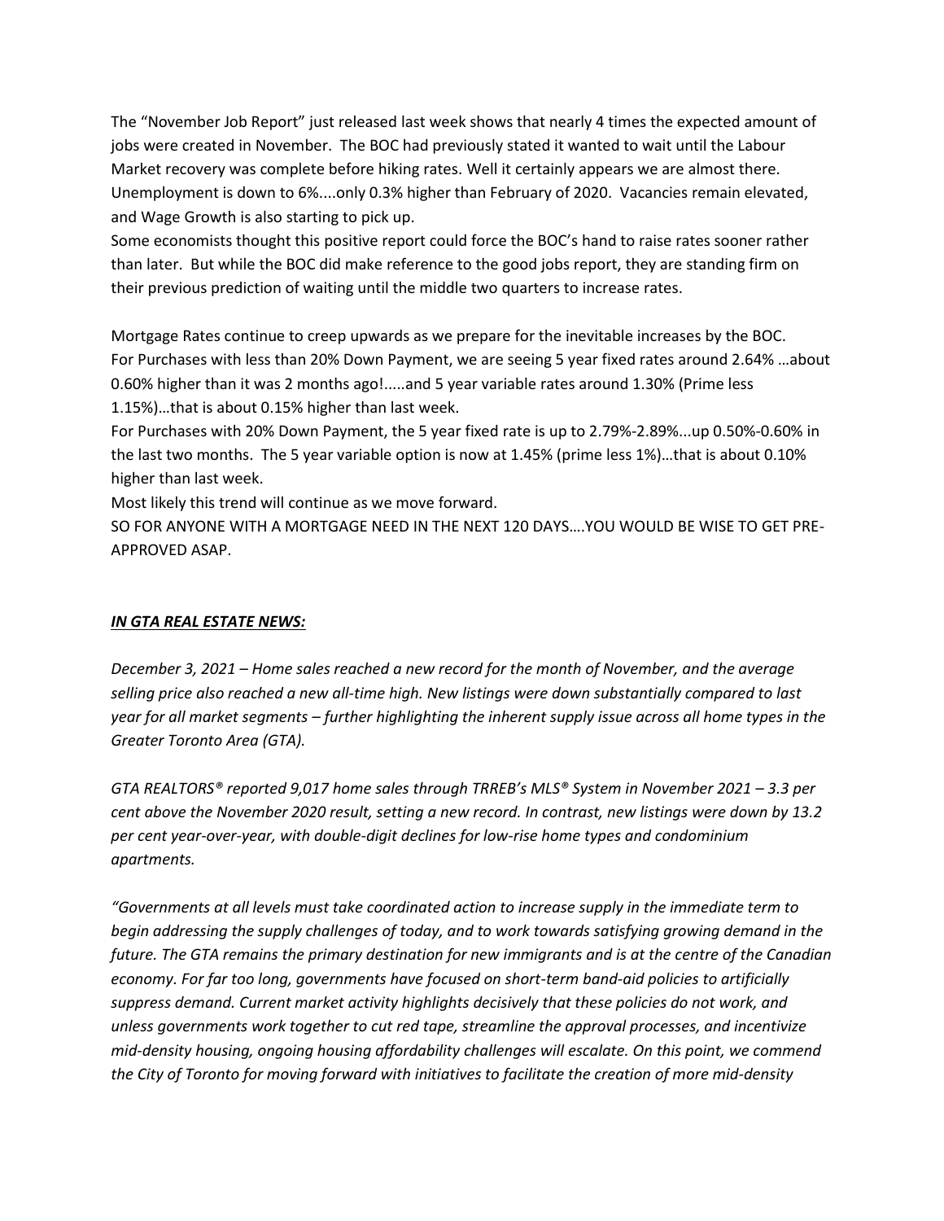The "November Job Report" just released last week shows that nearly 4 times the expected amount of jobs were created in November. The BOC had previously stated it wanted to wait until the Labour Market recovery was complete before hiking rates. Well it certainly appears we are almost there. Unemployment is down to 6%....only 0.3% higher than February of 2020. Vacancies remain elevated, and Wage Growth is also starting to pick up.

Some economists thought this positive report could force the BOC's hand to raise rates sooner rather than later. But while the BOC did make reference to the good jobs report, they are standing firm on their previous prediction of waiting until the middle two quarters to increase rates.

Mortgage Rates continue to creep upwards as we prepare for the inevitable increases by the BOC.

For Purchases with less than 20% Down Payment, we are seeing 5 year fixed rates around 2.64% …about 0.60% higher than it was 2 months ago!.....and 5 year variable rates around 1.30% (Prime less 1.15%)…that is about 0.15% higher than last week.

For Purchases with 20% Down Payment, the 5 year fixed rate is up to 2.79%-2.89%...up 0.50%-0.60% in the last two months. The 5 year variable option is now at 1.45% (prime less 1%)…that is about 0.10% higher than last week.

Most likely this trend will continue as we move forward.

SO FOR ANYONE WITH A MORTGAGE NEED IN THE NEXT 120 DAYS….YOU WOULD BE WISE TO GET PRE-APPROVED ASAP.

***IN GTA REAL ESTATE NEWS:***

*December 3, 2021 – Home sales reached a new record for the month of November, and the average selling price also reached a new all-time high. New listings were down substantially compared to last year for all market segments – further highlighting the inherent supply issue across all home types in the Greater Toronto Area (GTA).*

*GTA REALTORS® reported 9,017 home sales through TRREB's MLS® System in November 2021 – 3.3 per cent above the November 2020 result, setting a new record. In contrast, new listings were down by 13.2 per cent year-over-year, with double-digit declines for low-rise home types and condominium apartments.*

*"Governments at all levels must take coordinated action to increase supply in the immediate term to begin addressing the supply challenges of today, and to work towards satisfying growing demand in the future. The GTA remains the primary destination for new immigrants and is at the centre of the Canadian economy. For far too long, governments have focused on short-term band-aid policies to artificially suppress demand. Current market activity highlights decisively that these policies do not work, and unless governments work together to cut red tape, streamline the approval processes, and incentivize mid-density housing, ongoing housing affordability challenges will escalate. On this point, we commend the City of Toronto for moving forward with initiatives to facilitate the creation of more mid-density*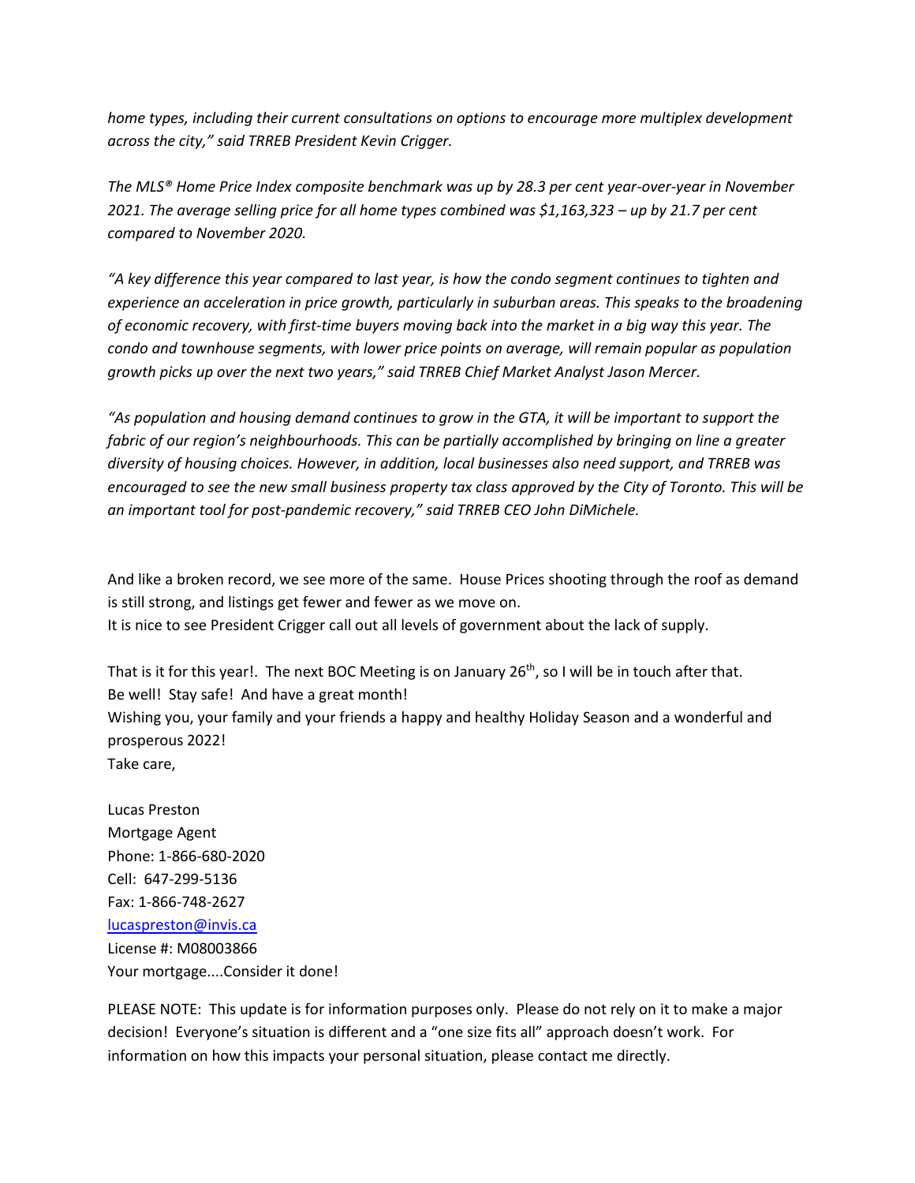*home types, including their current consultations on options to encourage more multiplex development across the city," said TRREB President Kevin Crigger.*

*The MLS® Home Price Index composite benchmark was up by 28.3 per cent year-over-year in November 2021. The average selling price for all home types combined was $1,163,323 – up by 21.7 per cent compared to November 2020.*

*"A key difference this year compared to last year, is how the condo segment continues to tighten and experience an acceleration in price growth, particularly in suburban areas. This speaks to the broadening of economic recovery, with first-time buyers moving back into the market in a big way this year. The condo and townhouse segments, with lower price points on average, will remain popular as population growth picks up over the next two years," said TRREB Chief Market Analyst Jason Mercer.*

*"As population and housing demand continues to grow in the GTA, it will be important to support the fabric of our region's neighbourhoods. This can be partially accomplished by bringing on line a greater diversity of housing choices. However, in addition, local businesses also need support, and TRREB was encouraged to see the new small business property tax class approved by the City of Toronto. This will be an important tool for post-pandemic recovery," said TRREB CEO John DiMichele.*

And like a broken record, we see more of the same. House Prices shooting through the roof as demand is still strong, and listings get fewer and fewer as we move on.
It is nice to see President Crigger call out all levels of government about the lack of supply.

That is it for this year!. The next BOC Meeting is on January 26th, so I will be in touch after that.
Be well! Stay safe! And have a great month!
Wishing you, your family and your friends a happy and healthy Holiday Season and a wonderful and prosperous 2022!
Take care,

Lucas Preston
Mortgage Agent
Phone: 1-866-680-2020
Cell: 647-299-5136
Fax: 1-866-748-2627
lucaspreston@invis.ca
License #: M08003866
Your mortgage....Consider it done!

PLEASE NOTE: This update is for information purposes only. Please do not rely on it to make a major decision! Everyone's situation is different and a "one size fits all" approach doesn't work. For information on how this impacts your personal situation, please contact me directly.